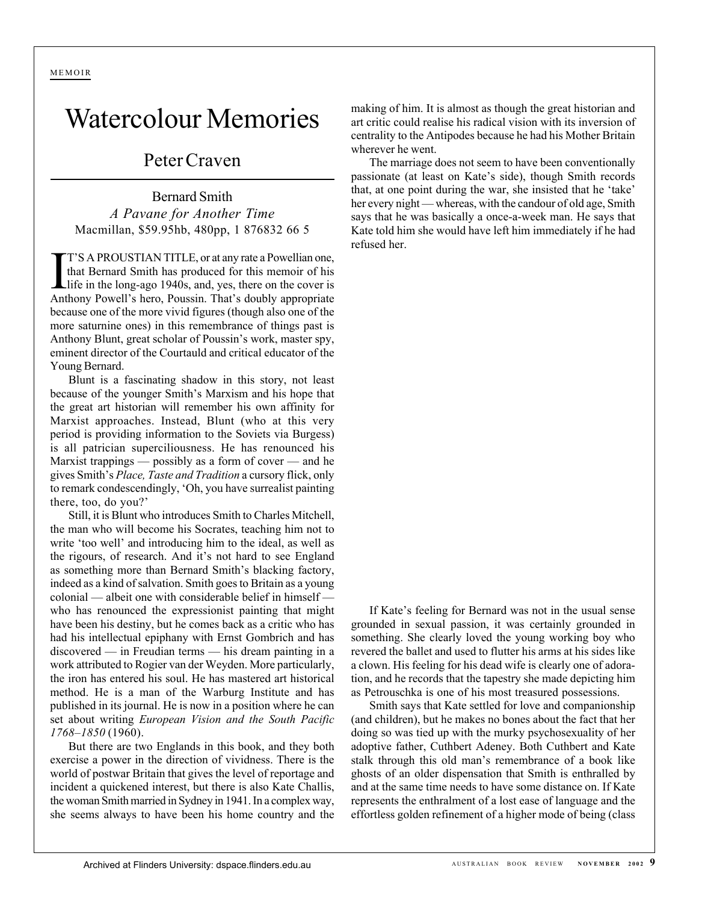MEMOIR

# Watercolour Memories

## Peter Craven

Bernard Smith
*A Pavane for Another Time*
Macmillan, $59.95hb, 480pp, 1 876832 66 5

IT'S A PROUSTIAN TITLE, or at any rate a Powellian one, that Bernard Smith has produced for this memoir of his life in the long-ago 1940s, and, yes, there on the cover is Anthony Powell's hero, Poussin. That's doubly appropriate because one of the more vivid figures (though also one of the more saturnine ones) in this remembrance of things past is Anthony Blunt, great scholar of Poussin's work, master spy, eminent director of the Courtauld and critical educator of the Young Bernard.

Blunt is a fascinating shadow in this story, not least because of the younger Smith's Marxism and his hope that the great art historian will remember his own affinity for Marxist approaches. Instead, Blunt (who at this very period is providing information to the Soviets via Burgess) is all patrician superciliousness. He has renounced his Marxist trappings — possibly as a form of cover — and he gives Smith's *Place, Taste and Tradition* a cursory flick, only to remark condescendingly, 'Oh, you have surrealist painting there, too, do you?'

Still, it is Blunt who introduces Smith to Charles Mitchell, the man who will become his Socrates, teaching him not to write 'too well' and introducing him to the ideal, as well as the rigours, of research. And it's not hard to see England as something more than Bernard Smith's blacking factory, indeed as a kind of salvation. Smith goes to Britain as a young colonial — albeit one with considerable belief in himself — who has renounced the expressionist painting that might have been his destiny, but he comes back as a critic who has had his intellectual epiphany with Ernst Gombrich and has discovered — in Freudian terms — his dream painting in a work attributed to Rogier van der Weyden. More particularly, the iron has entered his soul. He has mastered art historical method. He is a man of the Warburg Institute and has published in its journal. He is now in a position where he can set about writing *European Vision and the South Pacific 1768–1850* (1960).

But there are two Englands in this book, and they both exercise a power in the direction of vividness. There is the world of postwar Britain that gives the level of reportage and incident a quickened interest, but there is also Kate Challis, the woman Smith married in Sydney in 1941. In a complex way, she seems always to have been his home country and the making of him. It is almost as though the great historian and art critic could realise his radical vision with its inversion of centrality to the Antipodes because he had his Mother Britain wherever he went.

The marriage does not seem to have been conventionally passionate (at least on Kate's side), though Smith records that, at one point during the war, she insisted that he 'take' her every night — whereas, with the candour of old age, Smith says that he was basically a once-a-week man. He says that Kate told him she would have left him immediately if he had refused her.

If Kate's feeling for Bernard was not in the usual sense grounded in sexual passion, it was certainly grounded in something. She clearly loved the young working boy who revered the ballet and used to flutter his arms at his sides like a clown. His feeling for his dead wife is clearly one of adoration, and he records that the tapestry she made depicting him as Petrouschka is one of his most treasured possessions.

Smith says that Kate settled for love and companionship (and children), but he makes no bones about the fact that her doing so was tied up with the murky psychosexuality of her adoptive father, Cuthbert Adeney. Both Cuthbert and Kate stalk through this old man's remembrance of a book like ghosts of an older dispensation that Smith is enthralled by and at the same time needs to have some distance on. If Kate represents the enthralment of a lost ease of language and the effortless golden refinement of a higher mode of being (class

Archived at Flinders University: dspace.flinders.edu.au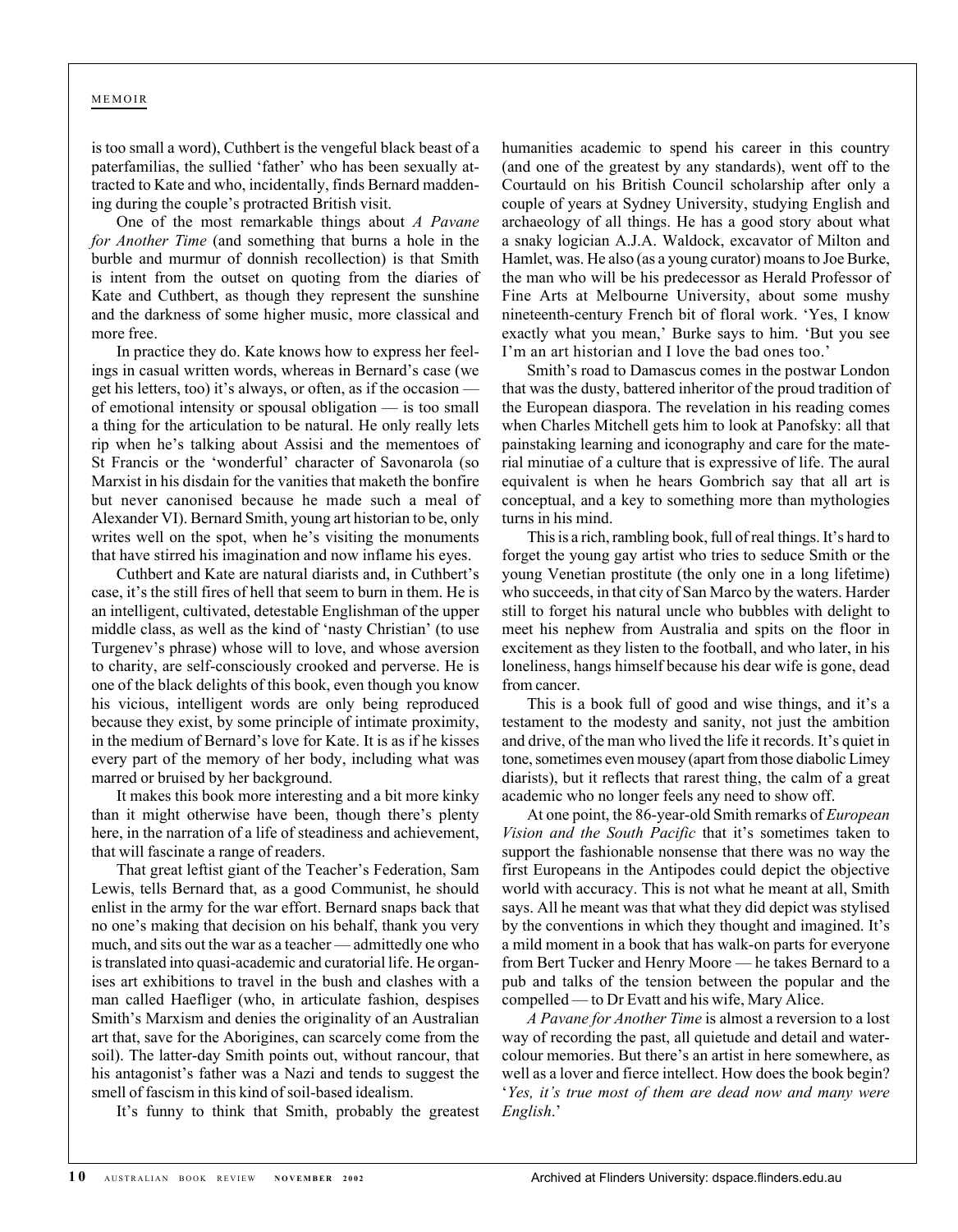is too small a word), Cuthbert is the vengeful black beast of a paterfamilias, the sullied 'father' who has been sexually attracted to Kate and who, incidentally, finds Bernard maddening during the couple's protracted British visit.

One of the most remarkable things about *A Pavane for Another Time* (and something that burns a hole in the burble and murmur of donnish recollection) is that Smith is intent from the outset on quoting from the diaries of Kate and Cuthbert, as though they represent the sunshine and the darkness of some higher music, more classical and more free.

In practice they do. Kate knows how to express her feelings in casual written words, whereas in Bernard's case (we get his letters, too) it's always, or often, as if the occasion — of emotional intensity or spousal obligation — is too small a thing for the articulation to be natural. He only really lets rip when he's talking about Assisi and the mementoes of St Francis or the 'wonderful' character of Savonarola (so Marxist in his disdain for the vanities that maketh the bonfire but never canonised because he made such a meal of Alexander VI). Bernard Smith, young art historian to be, only writes well on the spot, when he's visiting the monuments that have stirred his imagination and now inflame his eyes.

Cuthbert and Kate are natural diarists and, in Cuthbert's case, it's the still fires of hell that seem to burn in them. He is an intelligent, cultivated, detestable Englishman of the upper middle class, as well as the kind of 'nasty Christian' (to use Turgenev's phrase) whose will to love, and whose aversion to charity, are self-consciously crooked and perverse. He is one of the black delights of this book, even though you know his vicious, intelligent words are only being reproduced because they exist, by some principle of intimate proximity, in the medium of Bernard's love for Kate. It is as if he kisses every part of the memory of her body, including what was marred or bruised by her background.

It makes this book more interesting and a bit more kinky than it might otherwise have been, though there's plenty here, in the narration of a life of steadiness and achievement, that will fascinate a range of readers.

That great leftist giant of the Teacher's Federation, Sam Lewis, tells Bernard that, as a good Communist, he should enlist in the army for the war effort. Bernard snaps back that no one's making that decision on his behalf, thank you very much, and sits out the war as a teacher — admittedly one who is translated into quasi-academic and curatorial life. He organises art exhibitions to travel in the bush and clashes with a man called Haefliger (who, in articulate fashion, despises Smith's Marxism and denies the originality of an Australian art that, save for the Aborigines, can scarcely come from the soil). The latter-day Smith points out, without rancour, that his antagonist's father was a Nazi and tends to suggest the smell of fascism in this kind of soil-based idealism.

It's funny to think that Smith, probably the greatest humanities academic to spend his career in this country (and one of the greatest by any standards), went off to the Courtauld on his British Council scholarship after only a couple of years at Sydney University, studying English and archaeology of all things. He has a good story about what a snaky logician A.J.A. Waldock, excavator of Milton and Hamlet, was. He also (as a young curator) moans to Joe Burke, the man who will be his predecessor as Herald Professor of Fine Arts at Melbourne University, about some mushy nineteenth-century French bit of floral work. 'Yes, I know exactly what you mean,' Burke says to him. 'But you see I'm an art historian and I love the bad ones too.'

Smith's road to Damascus comes in the postwar London that was the dusty, battered inheritor of the proud tradition of the European diaspora. The revelation in his reading comes when Charles Mitchell gets him to look at Panofsky: all that painstaking learning and iconography and care for the material minutiae of a culture that is expressive of life. The aural equivalent is when he hears Gombrich say that all art is conceptual, and a key to something more than mythologies turns in his mind.

This is a rich, rambling book, full of real things. It's hard to forget the young gay artist who tries to seduce Smith or the young Venetian prostitute (the only one in a long lifetime) who succeeds, in that city of San Marco by the waters. Harder still to forget his natural uncle who bubbles with delight to meet his nephew from Australia and spits on the floor in excitement as they listen to the football, and who later, in his loneliness, hangs himself because his dear wife is gone, dead from cancer.

This is a book full of good and wise things, and it's a testament to the modesty and sanity, not just the ambition and drive, of the man who lived the life it records. It's quiet in tone, sometimes even mousey (apart from those diabolic Limey diarists), but it reflects that rarest thing, the calm of a great academic who no longer feels any need to show off.

At one point, the 86-year-old Smith remarks of *European Vision and the South Pacific* that it's sometimes taken to support the fashionable nonsense that there was no way the first Europeans in the Antipodes could depict the objective world with accuracy. This is not what he meant at all, Smith says. All he meant was that what they did depict was stylised by the conventions in which they thought and imagined. It's a mild moment in a book that has walk-on parts for everyone from Bert Tucker and Henry Moore — he takes Bernard to a pub and talks of the tension between the popular and the compelled — to Dr Evatt and his wife, Mary Alice.

*A Pavane for Another Time* is almost a reversion to a lost way of recording the past, all quietude and detail and watercolour memories. But there's an artist in here somewhere, as well as a lover and fierce intellect. How does the book begin? '*Yes, it's true most of them are dead now and many were English*.'